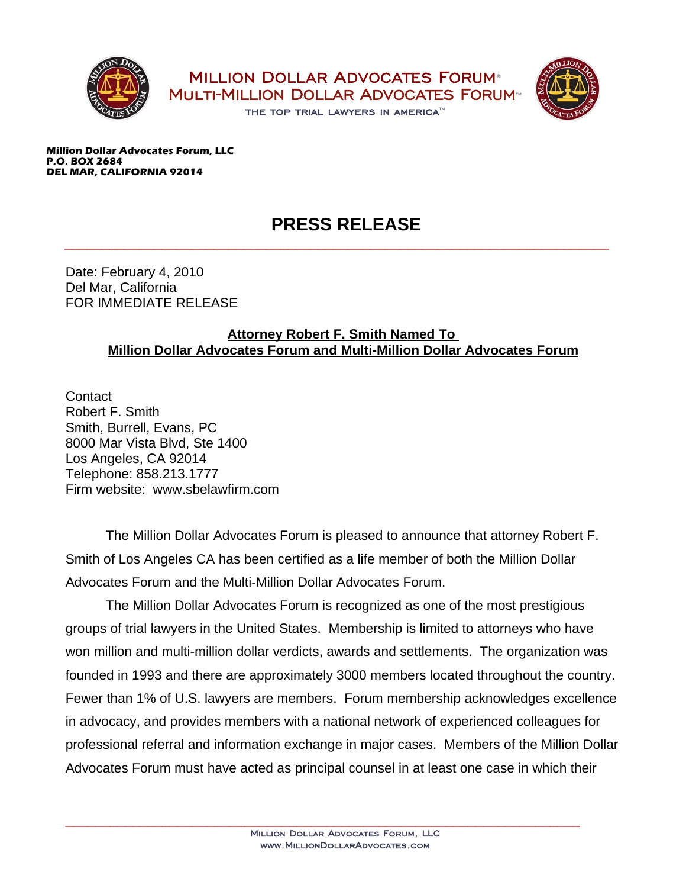MILLION DOLLAR ADVOCATES FORUM®
MULTI-MILLION DOLLAR ADVOCATES FORUM™
THE TOP TRIAL LAWYERS IN AMERICA™

**Million Dollar Advocates Forum, LLC**
**P.O. BOX 2684**
**DEL MAR, CALIFORNIA 92014**

# PRESS RELEASE

Date: February 4, 2010
Del Mar, California
FOR IMMEDIATE RELEASE

**Attorney Robert F. Smith Named To**
**Million Dollar Advocates Forum and Multi-Million Dollar Advocates Forum**

Contact
Robert F. Smith
Smith, Burrell, Evans, PC
8000 Mar Vista Blvd, Ste 1400
Los Angeles, CA 92014
Telephone: 858.213.1777
Firm website: www.sbelawfirm.com

The Million Dollar Advocates Forum is pleased to announce that attorney Robert F. Smith of Los Angeles CA has been certified as a life member of both the Million Dollar Advocates Forum and the Multi-Million Dollar Advocates Forum.

The Million Dollar Advocates Forum is recognized as one of the most prestigious groups of trial lawyers in the United States. Membership is limited to attorneys who have won million and multi-million dollar verdicts, awards and settlements. The organization was founded in 1993 and there are approximately 3000 members located throughout the country. Fewer than 1% of U.S. lawyers are members. Forum membership acknowledges excellence in advocacy, and provides members with a national network of experienced colleagues for professional referral and information exchange in major cases. Members of the Million Dollar Advocates Forum must have acted as principal counsel in at least one case in which their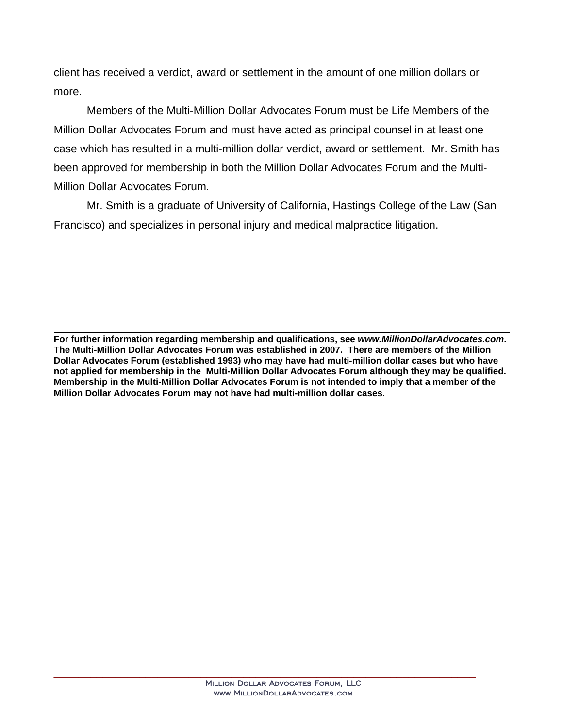client has received a verdict, award or settlement in the amount of one million dollars or more.

Members of the Multi-Million Dollar Advocates Forum must be Life Members of the Million Dollar Advocates Forum and must have acted as principal counsel in at least one case which has resulted in a multi-million dollar verdict, award or settlement. Mr. Smith has been approved for membership in both the Million Dollar Advocates Forum and the Multi-Million Dollar Advocates Forum.

Mr. Smith is a graduate of University of California, Hastings College of the Law (San Francisco) and specializes in personal injury and medical malpractice litigation.

---

**For further information regarding membership and qualifications, see *www.MillionDollarAdvocates.com*. The Multi-Million Dollar Advocates Forum was established in 2007. There are members of the Million Dollar Advocates Forum (established 1993) who may have had multi-million dollar cases but who have not applied for membership in the Multi-Million Dollar Advocates Forum although they may be qualified. Membership in the Multi-Million Dollar Advocates Forum is not intended to imply that a member of the Million Dollar Advocates Forum may not have had multi-million dollar cases.**